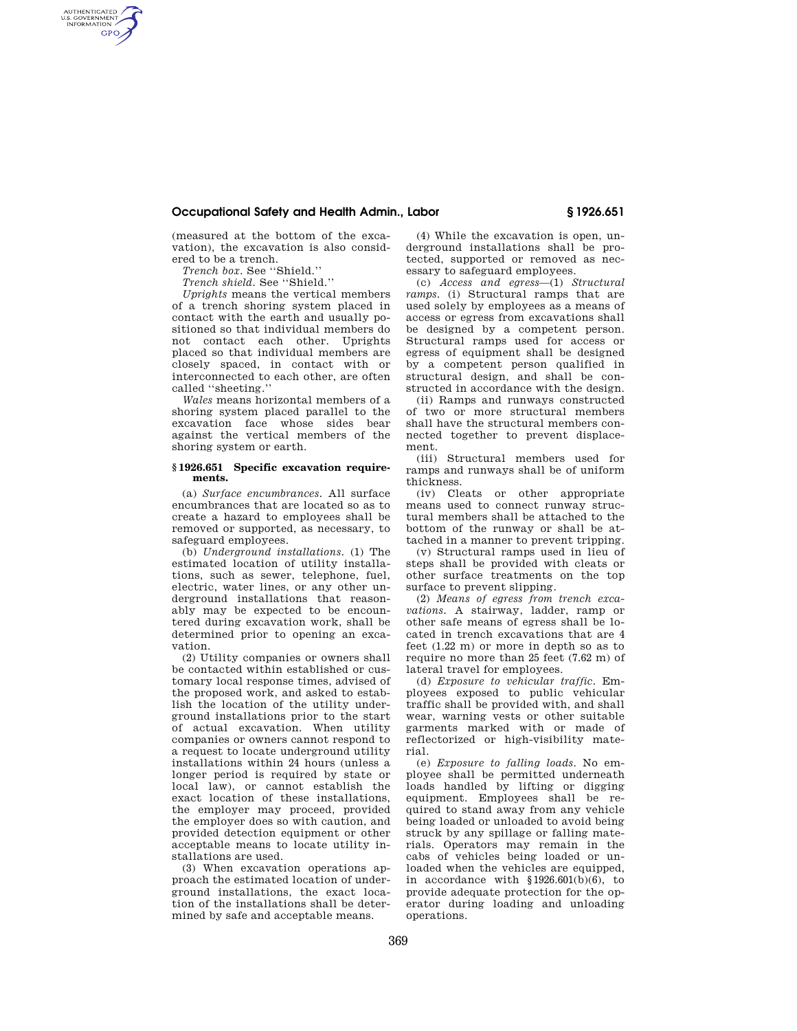(measured at the bottom of the excavation), the excavation is also considered to be a trench.

*Trench box.* See ''Shield.''

*Trench shield.* See ''Shield.''

*Uprights* means the vertical members of a trench shoring system placed in contact with the earth and usually positioned so that individual members do not contact each other. Uprights placed so that individual members are closely spaced, in contact with or interconnected to each other, are often called ''sheeting.''

*Wales* means horizontal members of a shoring system placed parallel to the excavation face whose sides bear against the vertical members of the shoring system or earth.

## § 1926.651 Specific excavation requirements.

(a) *Surface encumbrances.* All surface encumbrances that are located so as to create a hazard to employees shall be removed or supported, as necessary, to safeguard employees.

(b) *Underground installations.* (1) The estimated location of utility installations, such as sewer, telephone, fuel, electric, water lines, or any other underground installations that reasonably may be expected to be encountered during excavation work, shall be determined prior to opening an excavation.

(2) Utility companies or owners shall be contacted within established or customary local response times, advised of the proposed work, and asked to establish the location of the utility underground installations prior to the start of actual excavation. When utility companies or owners cannot respond to a request to locate underground utility installations within 24 hours (unless a longer period is required by state or local law), or cannot establish the exact location of these installations, the employer may proceed, provided the employer does so with caution, and provided detection equipment or other acceptable means to locate utility installations are used.

(3) When excavation operations approach the estimated location of underground installations, the exact location of the installations shall be determined by safe and acceptable means.

(4) While the excavation is open, underground installations shall be protected, supported or removed as necessary to safeguard employees.

(c) *Access and egress*—(1) *Structural ramps.* (i) Structural ramps that are used solely by employees as a means of access or egress from excavations shall be designed by a competent person. Structural ramps used for access or egress of equipment shall be designed by a competent person qualified in structural design, and shall be constructed in accordance with the design.

(ii) Ramps and runways constructed of two or more structural members shall have the structural members connected together to prevent displacement.

(iii) Structural members used for ramps and runways shall be of uniform thickness.

(iv) Cleats or other appropriate means used to connect runway structural members shall be attached to the bottom of the runway or shall be attached in a manner to prevent tripping.

(v) Structural ramps used in lieu of steps shall be provided with cleats or other surface treatments on the top surface to prevent slipping.

(2) *Means of egress from trench excavations.* A stairway, ladder, ramp or other safe means of egress shall be located in trench excavations that are 4 feet (1.22 m) or more in depth so as to require no more than 25 feet (7.62 m) of lateral travel for employees.

(d) *Exposure to vehicular traffic.* Employees exposed to public vehicular traffic shall be provided with, and shall wear, warning vests or other suitable garments marked with or made of reflectorized or high-visibility material.

(e) *Exposure to falling loads.* No employee shall be permitted underneath loads handled by lifting or digging equipment. Employees shall be required to stand away from any vehicle being loaded or unloaded to avoid being struck by any spillage or falling materials. Operators may remain in the cabs of vehicles being loaded or unloaded when the vehicles are equipped, in accordance with §1926.601(b)(6), to provide adequate protection for the operator during loading and unloading operations.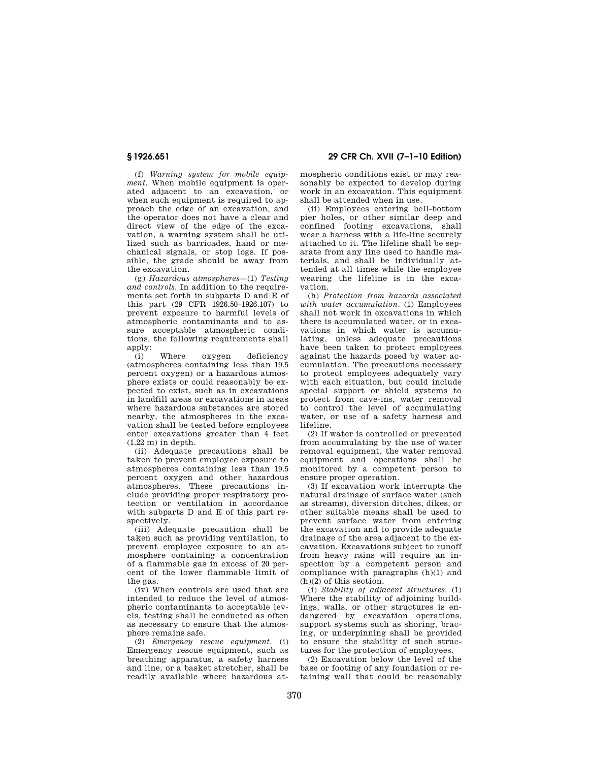(f) *Warning system for mobile equipment.* When mobile equipment is operated adjacent to an excavation, or when such equipment is required to approach the edge of an excavation, and the operator does not have a clear and direct view of the edge of the excavation, a warning system shall be utilized such as barricades, hand or mechanical signals, or stop logs. If possible, the grade should be away from the excavation.

(g) *Hazardous atmospheres*—(1) *Testing and controls.* In addition to the requirements set forth in subparts D and E of this part (29 CFR 1926.50–1926.107) to prevent exposure to harmful levels of atmospheric contaminants and to assure acceptable atmospheric conditions, the following requirements shall apply:

(i) Where oxygen deficiency (atmospheres containing less than 19.5 percent oxygen) or a hazardous atmosphere exists or could reasonably be expected to exist, such as in excavations in landfill areas or excavations in areas where hazardous substances are stored nearby, the atmospheres in the excavation shall be tested before employees enter excavations greater than 4 feet (1.22 m) in depth.

(ii) Adequate precautions shall be taken to prevent employee exposure to atmospheres containing less than 19.5 percent oxygen and other hazardous atmospheres. These precautions include providing proper respiratory protection or ventilation in accordance with subparts D and E of this part respectively.

(iii) Adequate precaution shall be taken such as providing ventilation, to prevent employee exposure to an atmosphere containing a concentration of a flammable gas in excess of 20 percent of the lower flammable limit of the gas.

(iv) When controls are used that are intended to reduce the level of atmospheric contaminants to acceptable levels, testing shall be conducted as often as necessary to ensure that the atmosphere remains safe.

(2) *Emergency rescue equipment.* (i) Emergency rescue equipment, such as breathing apparatus, a safety harness and line, or a basket stretcher, shall be readily available where hazardous atmospheric conditions exist or may reasonably be expected to develop during work in an excavation. This equipment shall be attended when in use.

(ii) Employees entering bell-bottom pier holes, or other similar deep and confined footing excavations, shall wear a harness with a life-line securely attached to it. The lifeline shall be separate from any line used to handle materials, and shall be individually attended at all times while the employee wearing the lifeline is in the excavation.

(h) *Protection from hazards associated with water accumulation.* (1) Employees shall not work in excavations in which there is accumulated water, or in excavations in which water is accumulating, unless adequate precautions have been taken to protect employees against the hazards posed by water accumulation. The precautions necessary to protect employees adequately vary with each situation, but could include special support or shield systems to protect from cave-ins, water removal to control the level of accumulating water, or use of a safety harness and lifeline.

(2) If water is controlled or prevented from accumulating by the use of water removal equipment, the water removal equipment and operations shall be monitored by a competent person to ensure proper operation.

(3) If excavation work interrupts the natural drainage of surface water (such as streams), diversion ditches, dikes, or other suitable means shall be used to prevent surface water from entering the excavation and to provide adequate drainage of the area adjacent to the excavation. Excavations subject to runoff from heavy rains will require an inspection by a competent person and compliance with paragraphs (h)(1) and (h)(2) of this section.

(i) *Stability of adjacent structures.* (1) Where the stability of adjoining buildings, walls, or other structures is endangered by excavation operations, support systems such as shoring, bracing, or underpinning shall be provided to ensure the stability of such structures for the protection of employees.

(2) Excavation below the level of the base or footing of any foundation or retaining wall that could be reasonably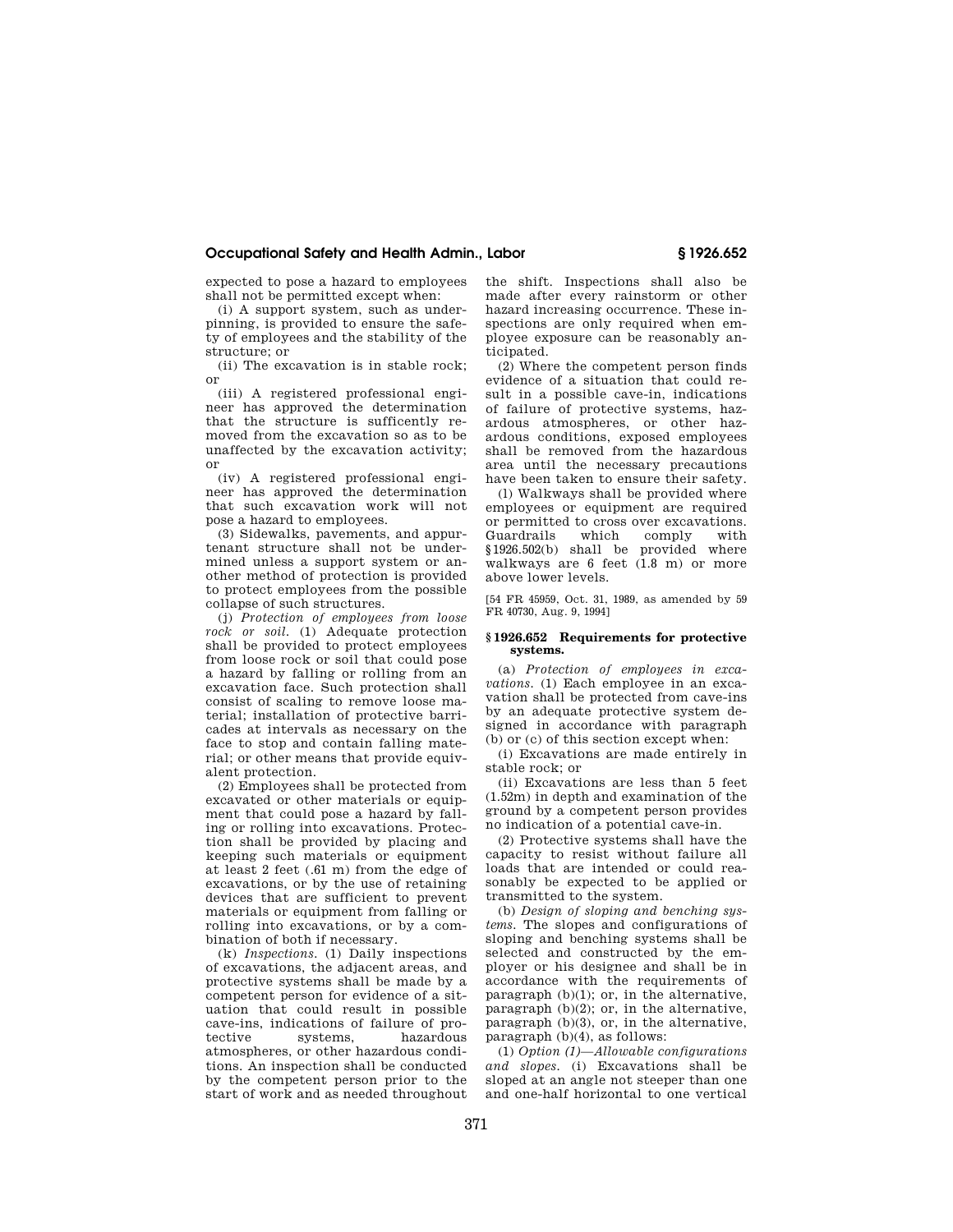expected to pose a hazard to employees shall not be permitted except when:

(i) A support system, such as underpinning, is provided to ensure the safety of employees and the stability of the structure; or

(ii) The excavation is in stable rock; or

(iii) A registered professional engineer has approved the determination that the structure is sufficently removed from the excavation so as to be unaffected by the excavation activity; or

(iv) A registered professional engineer has approved the determination that such excavation work will not pose a hazard to employees.

(3) Sidewalks, pavements, and appurtenant structure shall not be undermined unless a support system or another method of protection is provided to protect employees from the possible collapse of such structures.

(j) *Protection of employees from loose rock or soil.* (1) Adequate protection shall be provided to protect employees from loose rock or soil that could pose a hazard by falling or rolling from an excavation face. Such protection shall consist of scaling to remove loose material; installation of protective barricades at intervals as necessary on the face to stop and contain falling material; or other means that provide equivalent protection.

(2) Employees shall be protected from excavated or other materials or equipment that could pose a hazard by falling or rolling into excavations. Protection shall be provided by placing and keeping such materials or equipment at least 2 feet (.61 m) from the edge of excavations, or by the use of retaining devices that are sufficient to prevent materials or equipment from falling or rolling into excavations, or by a combination of both if necessary.

(k) *Inspections.* (1) Daily inspections of excavations, the adjacent areas, and protective systems shall be made by a competent person for evidence of a situation that could result in possible cave-ins, indications of failure of protective systems, hazardous atmospheres, or other hazardous conditions. An inspection shall be conducted by the competent person prior to the start of work and as needed throughout the shift. Inspections shall also be made after every rainstorm or other hazard increasing occurrence. These inspections are only required when employee exposure can be reasonably anticipated.

(2) Where the competent person finds evidence of a situation that could result in a possible cave-in, indications of failure of protective systems, hazardous atmospheres, or other hazardous conditions, exposed employees shall be removed from the hazardous area until the necessary precautions have been taken to ensure their safety.

(l) Walkways shall be provided where employees or equipment are required or permitted to cross over excavations. Guardrails which comply with §1926.502(b) shall be provided where walkways are 6 feet (1.8 m) or more above lower levels.

[54 FR 45959, Oct. 31, 1989, as amended by 59 FR 40730, Aug. 9, 1994]

## §1926.652 Requirements for protective systems.

(a) *Protection of employees in excavations.* (1) Each employee in an excavation shall be protected from cave-ins by an adequate protective system designed in accordance with paragraph (b) or (c) of this section except when:

(i) Excavations are made entirely in stable rock; or

(ii) Excavations are less than 5 feet (1.52m) in depth and examination of the ground by a competent person provides no indication of a potential cave-in.

(2) Protective systems shall have the capacity to resist without failure all loads that are intended or could reasonably be expected to be applied or transmitted to the system.

(b) *Design of sloping and benching systems.* The slopes and configurations of sloping and benching systems shall be selected and constructed by the employer or his designee and shall be in accordance with the requirements of paragraph (b)(1); or, in the alternative, paragraph (b)(2); or, in the alternative, paragraph (b)(3), or, in the alternative, paragraph (b)(4), as follows:

(1) *Option (1)—Allowable configurations and slopes.* (i) Excavations shall be sloped at an angle not steeper than one and one-half horizontal to one vertical